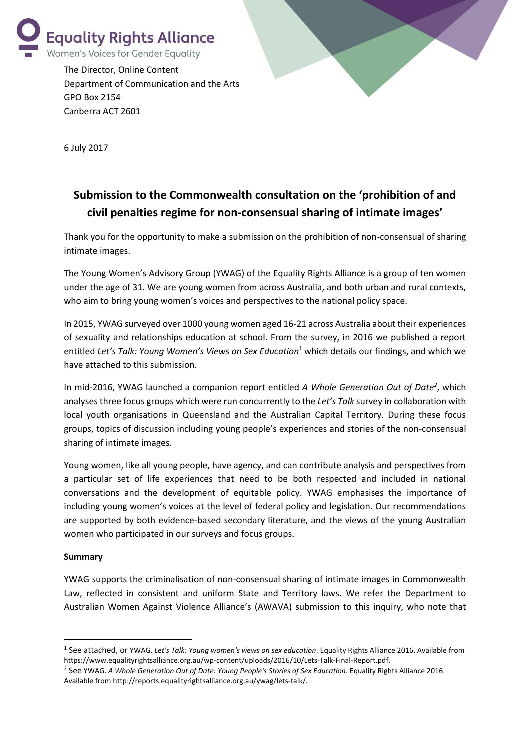**Equality Rights Alliance**
Women's Voices for Gender Equality

The Director, Online Content
Department of Communication and the Arts
GPO Box 2154
Canberra ACT 2601

6 July 2017

## Submission to the Commonwealth consultation on the 'prohibition of and civil penalties regime for non-consensual sharing of intimate images'

Thank you for the opportunity to make a submission on the prohibition of non-consensual of sharing intimate images.

The Young Women's Advisory Group (YWAG) of the Equality Rights Alliance is a group of ten women under the age of 31. We are young women from across Australia, and both urban and rural contexts, who aim to bring young women's voices and perspectives to the national policy space.

In 2015, YWAG surveyed over 1000 young women aged 16-21 across Australia about their experiences of sexuality and relationships education at school. From the survey, in 2016 we published a report entitled *Let's Talk: Young Women's Views on Sex Education*[1] which details our findings, and which we have attached to this submission.

In mid-2016, YWAG launched a companion report entitled *A Whole Generation Out of Date*[2], which analyses three focus groups which were run concurrently to the *Let's Talk* survey in collaboration with local youth organisations in Queensland and the Australian Capital Territory. During these focus groups, topics of discussion including young people's experiences and stories of the non-consensual sharing of intimate images.

Young women, like all young people, have agency, and can contribute analysis and perspectives from a particular set of life experiences that need to be both respected and included in national conversations and the development of equitable policy. YWAG emphasises the importance of including young women's voices at the level of federal policy and legislation. Our recommendations are supported by both evidence-based secondary literature, and the views of the young Australian women who participated in our surveys and focus groups.

**Summary**

YWAG supports the criminalisation of non-consensual sharing of intimate images in Commonwealth Law, reflected in consistent and uniform State and Territory laws. We refer the Department to Australian Women Against Violence Alliance's (AWAVA) submission to this inquiry, who note that

---

[1] See attached, or YWAG. *Let's Talk: Young women's views on sex education*. Equality Rights Alliance 2016. Available from https://www.equalityrightsalliance.org.au/wp-content/uploads/2016/10/Lets-Talk-Final-Report.pdf.

[2] See YWAG. *A Whole Generation Out of Date: Young People's Stories of Sex Education*. Equality Rights Alliance 2016. Available from http://reports.equalityrightsalliance.org.au/ywag/lets-talk/.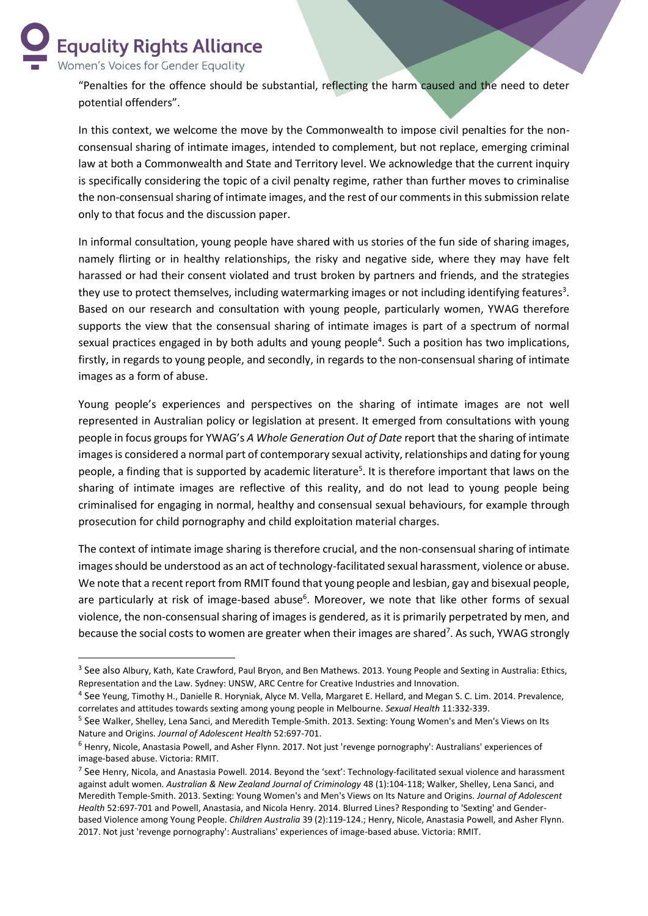"Penalties for the offence should be substantial, reflecting the harm caused and the need to deter potential offenders".

In this context, we welcome the move by the Commonwealth to impose civil penalties for the non-consensual sharing of intimate images, intended to complement, but not replace, emerging criminal law at both a Commonwealth and State and Territory level. We acknowledge that the current inquiry is specifically considering the topic of a civil penalty regime, rather than further moves to criminalise the non-consensual sharing of intimate images, and the rest of our comments in this submission relate only to that focus and the discussion paper.

In informal consultation, young people have shared with us stories of the fun side of sharing images, namely flirting or in healthy relationships, the risky and negative side, where they may have felt harassed or had their consent violated and trust broken by partners and friends, and the strategies they use to protect themselves, including watermarking images or not including identifying features[3]. Based on our research and consultation with young people, particularly women, YWAG therefore supports the view that the consensual sharing of intimate images is part of a spectrum of normal sexual practices engaged in by both adults and young people[4]. Such a position has two implications, firstly, in regards to young people, and secondly, in regards to the non-consensual sharing of intimate images as a form of abuse.

Young people's experiences and perspectives on the sharing of intimate images are not well represented in Australian policy or legislation at present. It emerged from consultations with young people in focus groups for YWAG's *A Whole Generation Out of Date* report that the sharing of intimate images is considered a normal part of contemporary sexual activity, relationships and dating for young people, a finding that is supported by academic literature[5]. It is therefore important that laws on the sharing of intimate images are reflective of this reality, and do not lead to young people being criminalised for engaging in normal, healthy and consensual sexual behaviours, for example through prosecution for child pornography and child exploitation material charges.

The context of intimate image sharing is therefore crucial, and the non-consensual sharing of intimate images should be understood as an act of technology-facilitated sexual harassment, violence or abuse. We note that a recent report from RMIT found that young people and lesbian, gay and bisexual people, are particularly at risk of image-based abuse[6]. Moreover, we note that like other forms of sexual violence, the non-consensual sharing of images is gendered, as it is primarily perpetrated by men, and because the social costs to women are greater when their images are shared[7]. As such, YWAG strongly

---

[3] See also Albury, Kath, Kate Crawford, Paul Bryon, and Ben Mathews. 2013. Young People and Sexting in Australia: Ethics, Representation and the Law. Sydney: UNSW, ARC Centre for Creative Industries and Innovation.

[4] See Yeung, Timothy H., Danielle R. Horyniak, Alyce M. Vella, Margaret E. Hellard, and Megan S. C. Lim. 2014. Prevalence, correlates and attitudes towards sexting among young people in Melbourne. *Sexual Health* 11:332-339.

[5] See Walker, Shelley, Lena Sanci, and Meredith Temple-Smith. 2013. Sexting: Young Women's and Men's Views on Its Nature and Origins. *Journal of Adolescent Health* 52:697-701.

[6] Henry, Nicole, Anastasia Powell, and Asher Flynn. 2017. Not just 'revenge pornography': Australians' experiences of image-based abuse. Victoria: RMIT.

[7] See Henry, Nicola, and Anastasia Powell. 2014. Beyond the 'sext': Technology-facilitated sexual violence and harassment against adult women. *Australian & New Zealand Journal of Criminology* 48 (1):104-118; Walker, Shelley, Lena Sanci, and Meredith Temple-Smith. 2013. Sexting: Young Women's and Men's Views on Its Nature and Origins. *Journal of Adolescent Health* 52:697-701 and Powell, Anastasia, and Nicola Henry. 2014. Blurred Lines? Responding to 'Sexting' and Gender-based Violence among Young People. *Children Australia* 39 (2):119-124.; Henry, Nicole, Anastasia Powell, and Asher Flynn. 2017. Not just 'revenge pornography': Australians' experiences of image-based abuse. Victoria: RMIT.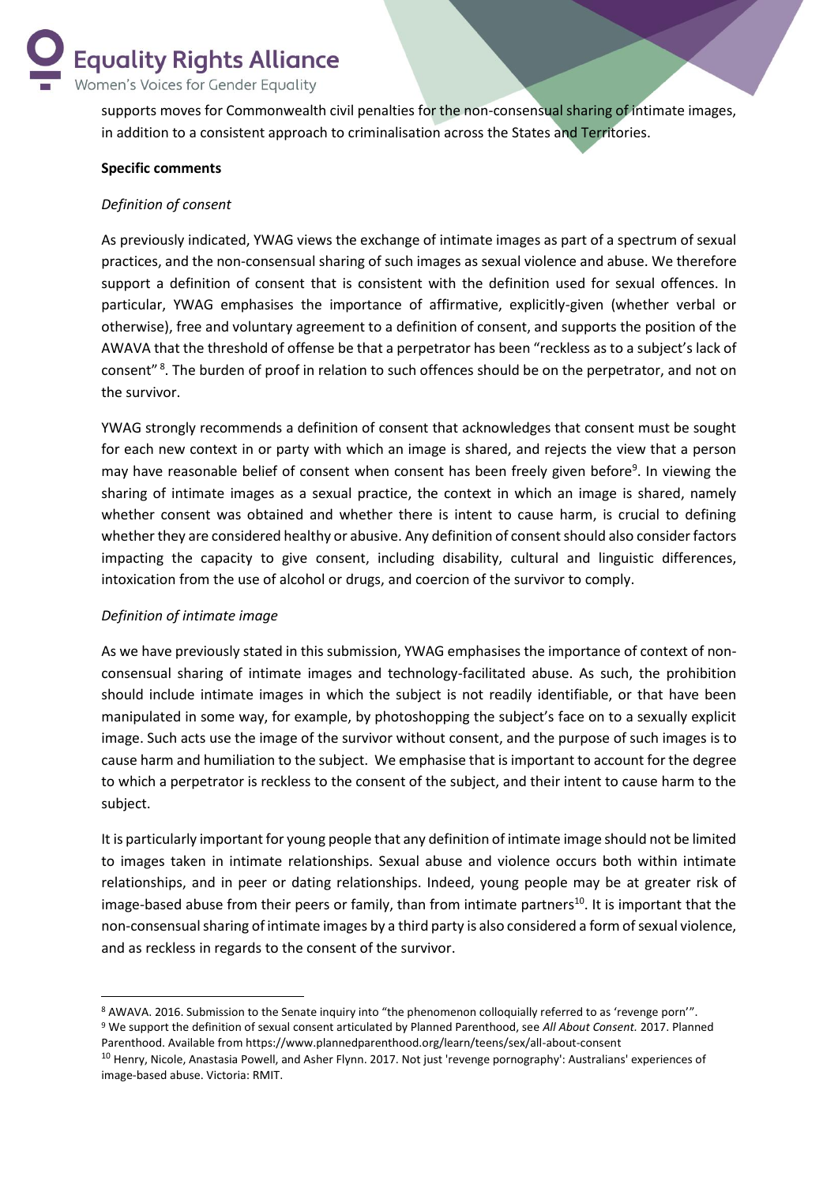supports moves for Commonwealth civil penalties for the non-consensual sharing of intimate images, in addition to a consistent approach to criminalisation across the States and Territories.

**Specific comments**

*Definition of consent*

As previously indicated, YWAG views the exchange of intimate images as part of a spectrum of sexual practices, and the non-consensual sharing of such images as sexual violence and abuse. We therefore support a definition of consent that is consistent with the definition used for sexual offences. In particular, YWAG emphasises the importance of affirmative, explicitly-given (whether verbal or otherwise), free and voluntary agreement to a definition of consent, and supports the position of the AWAVA that the threshold of offense be that a perpetrator has been "reckless as to a subject's lack of consent" [8]. The burden of proof in relation to such offences should be on the perpetrator, and not on the survivor.

YWAG strongly recommends a definition of consent that acknowledges that consent must be sought for each new context in or party with which an image is shared, and rejects the view that a person may have reasonable belief of consent when consent has been freely given before[9]. In viewing the sharing of intimate images as a sexual practice, the context in which an image is shared, namely whether consent was obtained and whether there is intent to cause harm, is crucial to defining whether they are considered healthy or abusive. Any definition of consent should also consider factors impacting the capacity to give consent, including disability, cultural and linguistic differences, intoxication from the use of alcohol or drugs, and coercion of the survivor to comply.

*Definition of intimate image*

As we have previously stated in this submission, YWAG emphasises the importance of context of non-consensual sharing of intimate images and technology-facilitated abuse. As such, the prohibition should include intimate images in which the subject is not readily identifiable, or that have been manipulated in some way, for example, by photoshopping the subject's face on to a sexually explicit image. Such acts use the image of the survivor without consent, and the purpose of such images is to cause harm and humiliation to the subject. We emphasise that is important to account for the degree to which a perpetrator is reckless to the consent of the subject, and their intent to cause harm to the subject.

It is particularly important for young people that any definition of intimate image should not be limited to images taken in intimate relationships. Sexual abuse and violence occurs both within intimate relationships, and in peer or dating relationships. Indeed, young people may be at greater risk of image-based abuse from their peers or family, than from intimate partners[10]. It is important that the non-consensual sharing of intimate images by a third party is also considered a form of sexual violence, and as reckless in regards to the consent of the survivor.

---

[8] AWAVA. 2016. Submission to the Senate inquiry into "the phenomenon colloquially referred to as 'revenge porn'".

[9] We support the definition of sexual consent articulated by Planned Parenthood, see *All About Consent.* 2017. Planned Parenthood. Available from https://www.plannedparenthood.org/learn/teens/sex/all-about-consent

[10] Henry, Nicole, Anastasia Powell, and Asher Flynn. 2017. Not just 'revenge pornography': Australians' experiences of image-based abuse. Victoria: RMIT.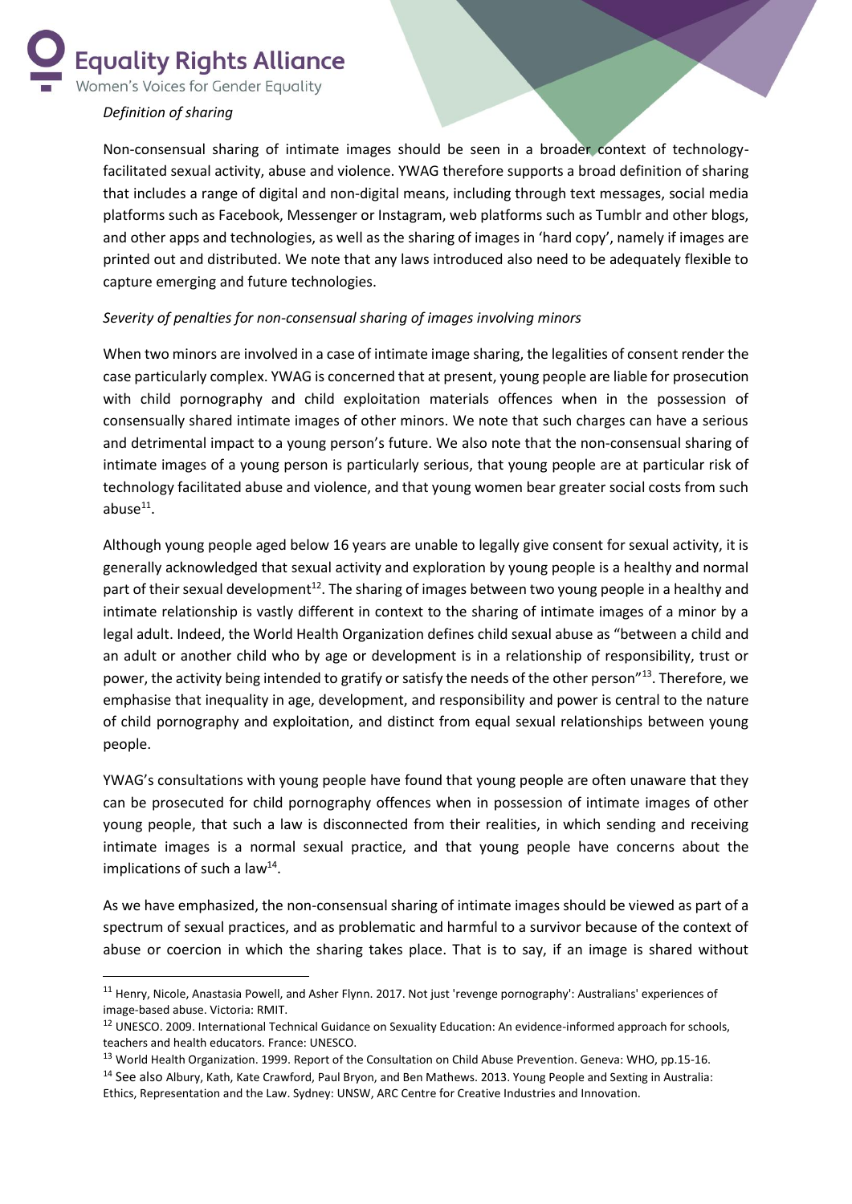*Definition of sharing*

Non-consensual sharing of intimate images should be seen in a broader context of technology-facilitated sexual activity, abuse and violence. YWAG therefore supports a broad definition of sharing that includes a range of digital and non-digital means, including through text messages, social media platforms such as Facebook, Messenger or Instagram, web platforms such as Tumblr and other blogs, and other apps and technologies, as well as the sharing of images in 'hard copy', namely if images are printed out and distributed. We note that any laws introduced also need to be adequately flexible to capture emerging and future technologies.

*Severity of penalties for non-consensual sharing of images involving minors*

When two minors are involved in a case of intimate image sharing, the legalities of consent render the case particularly complex. YWAG is concerned that at present, young people are liable for prosecution with child pornography and child exploitation materials offences when in the possession of consensually shared intimate images of other minors. We note that such charges can have a serious and detrimental impact to a young person's future. We also note that the non-consensual sharing of intimate images of a young person is particularly serious, that young people are at particular risk of technology facilitated abuse and violence, and that young women bear greater social costs from such abuse[11].

Although young people aged below 16 years are unable to legally give consent for sexual activity, it is generally acknowledged that sexual activity and exploration by young people is a healthy and normal part of their sexual development[12]. The sharing of images between two young people in a healthy and intimate relationship is vastly different in context to the sharing of intimate images of a minor by a legal adult. Indeed, the World Health Organization defines child sexual abuse as "between a child and an adult or another child who by age or development is in a relationship of responsibility, trust or power, the activity being intended to gratify or satisfy the needs of the other person"[13]. Therefore, we emphasise that inequality in age, development, and responsibility and power is central to the nature of child pornography and exploitation, and distinct from equal sexual relationships between young people.

YWAG's consultations with young people have found that young people are often unaware that they can be prosecuted for child pornography offences when in possession of intimate images of other young people, that such a law is disconnected from their realities, in which sending and receiving intimate images is a normal sexual practice, and that young people have concerns about the implications of such a law[14].

As we have emphasized, the non-consensual sharing of intimate images should be viewed as part of a spectrum of sexual practices, and as problematic and harmful to a survivor because of the context of abuse or coercion in which the sharing takes place. That is to say, if an image is shared without

---

[11] Henry, Nicole, Anastasia Powell, and Asher Flynn. 2017. Not just 'revenge pornography': Australians' experiences of image-based abuse. Victoria: RMIT.

[12] UNESCO. 2009. International Technical Guidance on Sexuality Education: An evidence-informed approach for schools, teachers and health educators. France: UNESCO.

[13] World Health Organization. 1999. Report of the Consultation on Child Abuse Prevention. Geneva: WHO, pp.15-16.

[14] See also Albury, Kath, Kate Crawford, Paul Bryon, and Ben Mathews. 2013. Young People and Sexting in Australia: Ethics, Representation and the Law. Sydney: UNSW, ARC Centre for Creative Industries and Innovation.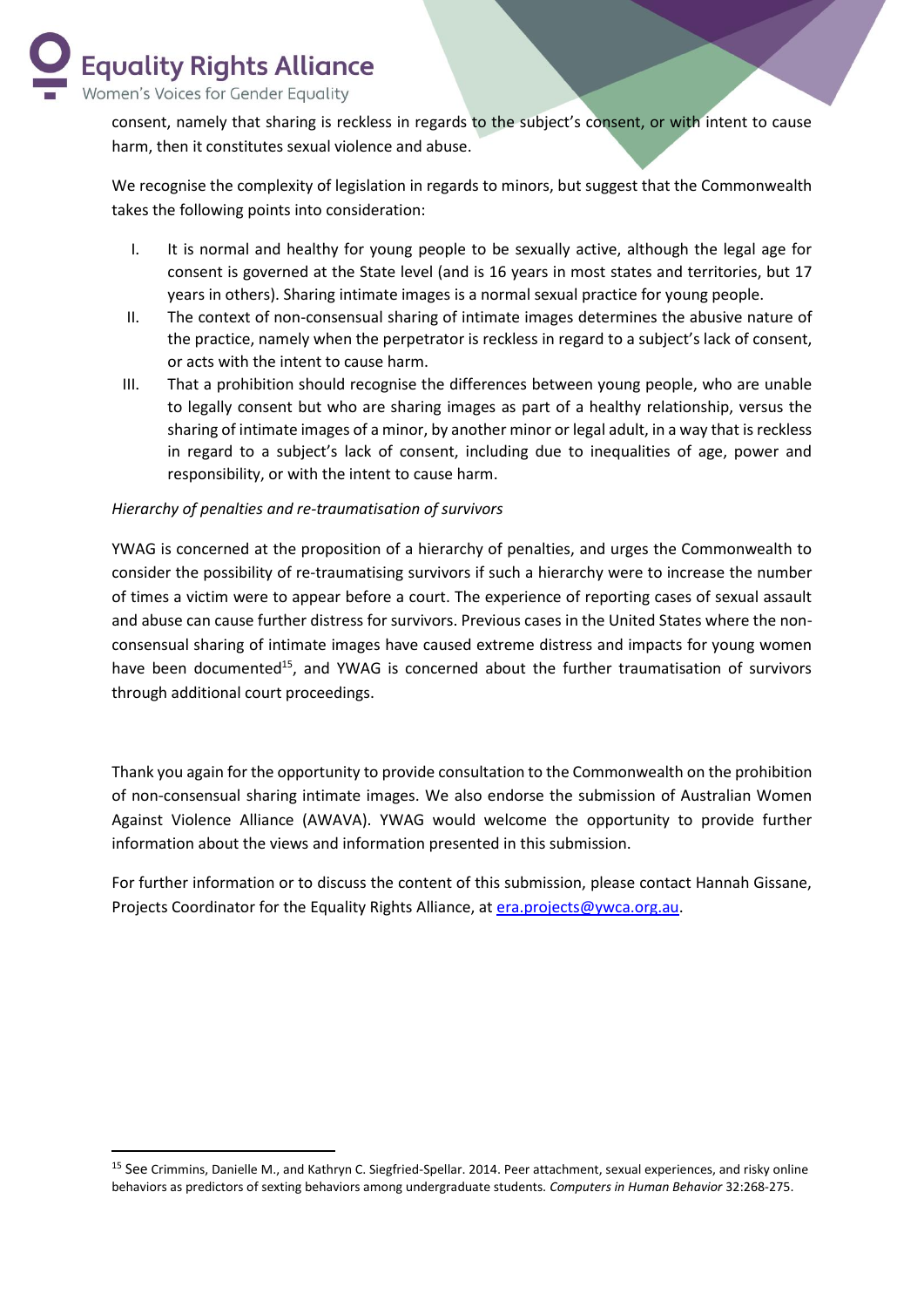consent, namely that sharing is reckless in regards to the subject's consent, or with intent to cause harm, then it constitutes sexual violence and abuse.

We recognise the complexity of legislation in regards to minors, but suggest that the Commonwealth takes the following points into consideration:

I. It is normal and healthy for young people to be sexually active, although the legal age for consent is governed at the State level (and is 16 years in most states and territories, but 17 years in others). Sharing intimate images is a normal sexual practice for young people.

II. The context of non-consensual sharing of intimate images determines the abusive nature of the practice, namely when the perpetrator is reckless in regard to a subject's lack of consent, or acts with the intent to cause harm.

III. That a prohibition should recognise the differences between young people, who are unable to legally consent but who are sharing images as part of a healthy relationship, versus the sharing of intimate images of a minor, by another minor or legal adult, in a way that is reckless in regard to a subject's lack of consent, including due to inequalities of age, power and responsibility, or with the intent to cause harm.

*Hierarchy of penalties and re-traumatisation of survivors*

YWAG is concerned at the proposition of a hierarchy of penalties, and urges the Commonwealth to consider the possibility of re-traumatising survivors if such a hierarchy were to increase the number of times a victim were to appear before a court. The experience of reporting cases of sexual assault and abuse can cause further distress for survivors. Previous cases in the United States where the non-consensual sharing of intimate images have caused extreme distress and impacts for young women have been documented[15], and YWAG is concerned about the further traumatisation of survivors through additional court proceedings.

Thank you again for the opportunity to provide consultation to the Commonwealth on the prohibition of non-consensual sharing intimate images. We also endorse the submission of Australian Women Against Violence Alliance (AWAVA). YWAG would welcome the opportunity to provide further information about the views and information presented in this submission.

For further information or to discuss the content of this submission, please contact Hannah Gissane, Projects Coordinator for the Equality Rights Alliance, at era.projects@ywca.org.au.

[15] See Crimmins, Danielle M., and Kathryn C. Siegfried-Spellar. 2014. Peer attachment, sexual experiences, and risky online behaviors as predictors of sexting behaviors among undergraduate students. *Computers in Human Behavior* 32:268-275.